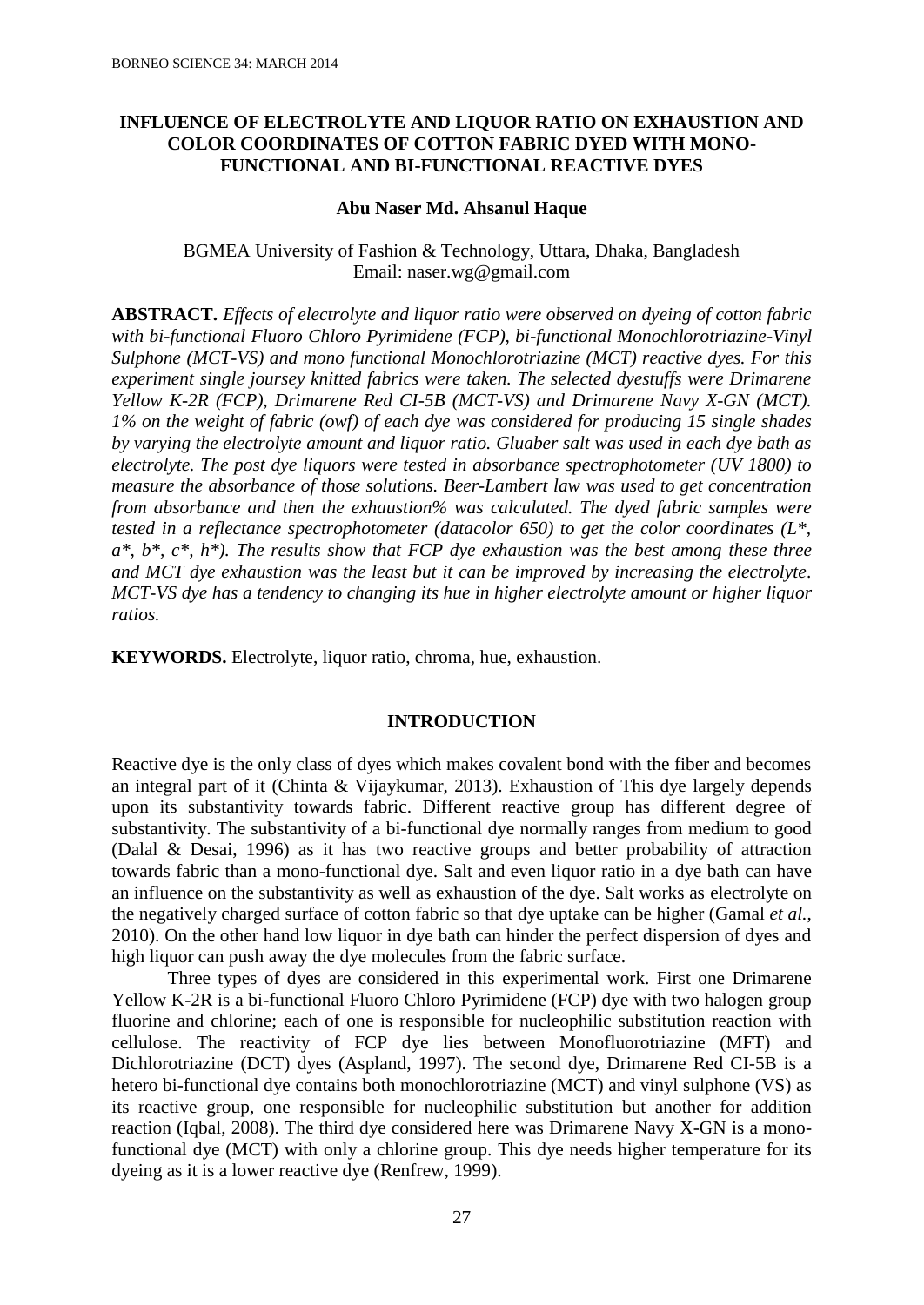# INFLUENCE OF ELECTROLYTE AND LIQUOR RATIO ON EXHAUSTION AND COLOR COORDINATES OF COTTON FABRIC DYED WITH MONO-FUNCTIONAL AND BI-FUNCTIONAL REACTIVE DYES

**Abu Naser Md. Ahsanul Haque**

BGMEA University of Fashion & Technology, Uttara, Dhaka, Bangladesh
Email: naser.wg@gmail.com

**ABSTRACT.** *Effects of electrolyte and liquor ratio were observed on dyeing of cotton fabric with bi-functional Fluoro Chloro Pyrimidene (FCP), bi-functional Monochlorotriazine-Vinyl Sulphone (MCT-VS) and mono functional Monochlorotriazine (MCT) reactive dyes. For this experiment single journey knitted fabrics were taken. The selected dyestuffs were Drimarene Yellow K-2R (FCP), Drimarene Red CI-5B (MCT-VS) and Drimarene Navy X-GN (MCT). 1% on the weight of fabric (owf) of each dye was considered for producing 15 single shades by varying the electrolyte amount and liquor ratio. Gluaber salt was used in each dye bath as electrolyte. The post dye liquors were tested in absorbance spectrophotometer (UV 1800) to measure the absorbance of those solutions. Beer-Lambert law was used to get concentration from absorbance and then the exhaustion% was calculated. The dyed fabric samples were tested in a reflectance spectrophotometer (datacolor 650) to get the color coordinates (L*, a*, b*, c*, h*). The results show that FCP dye exhaustion was the best among these three and MCT dye exhaustion was the least but it can be improved by increasing the electrolyte. MCT-VS dye has a tendency to changing its hue in higher electrolyte amount or higher liquor ratios.*

**KEYWORDS.** Electrolyte, liquor ratio, chroma, hue, exhaustion.

## INTRODUCTION

Reactive dye is the only class of dyes which makes covalent bond with the fiber and becomes an integral part of it (Chinta & Vijaykumar, 2013). Exhaustion of This dye largely depends upon its substantivity towards fabric. Different reactive group has different degree of substantivity. The substantivity of a bi-functional dye normally ranges from medium to good (Dalal & Desai, 1996) as it has two reactive groups and better probability of attraction towards fabric than a mono-functional dye. Salt and even liquor ratio in a dye bath can have an influence on the substantivity as well as exhaustion of the dye. Salt works as electrolyte on the negatively charged surface of cotton fabric so that dye uptake can be higher (Gamal *et al.*, 2010). On the other hand low liquor in dye bath can hinder the perfect dispersion of dyes and high liquor can push away the dye molecules from the fabric surface.

Three types of dyes are considered in this experimental work. First one Drimarene Yellow K-2R is a bi-functional Fluoro Chloro Pyrimidene (FCP) dye with two halogen group fluorine and chlorine; each of one is responsible for nucleophilic substitution reaction with cellulose. The reactivity of FCP dye lies between Monofluorotriazine (MFT) and Dichlorotriazine (DCT) dyes (Aspland, 1997). The second dye, Drimarene Red CI-5B is a hetero bi-functional dye contains both monochlorotriazine (MCT) and vinyl sulphone (VS) as its reactive group, one responsible for nucleophilic substitution but another for addition reaction (Iqbal, 2008). The third dye considered here was Drimarene Navy X-GN is a mono-functional dye (MCT) with only a chlorine group. This dye needs higher temperature for its dyeing as it is a lower reactive dye (Renfrew, 1999).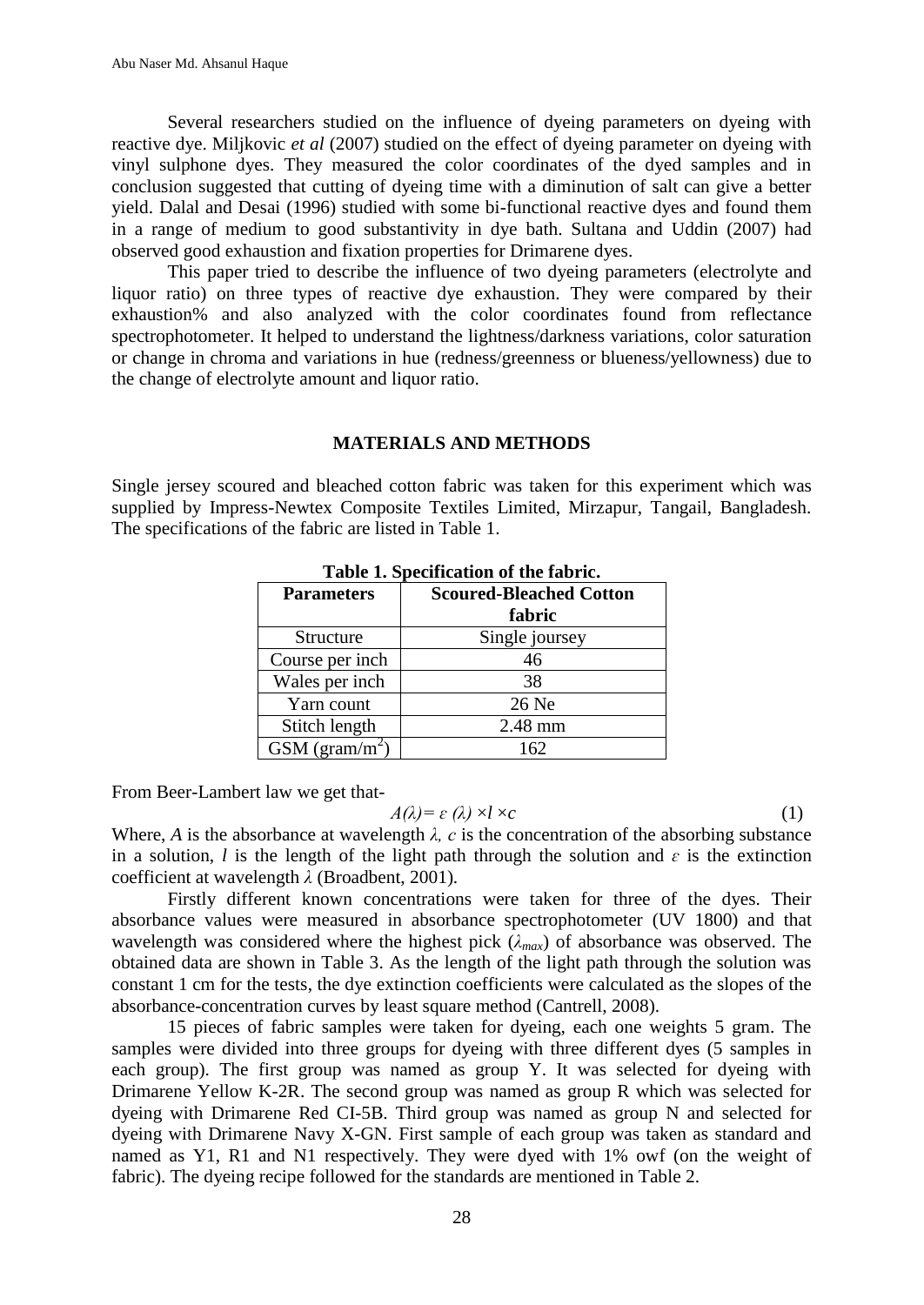Several researchers studied on the influence of dyeing parameters on dyeing with reactive dye. Miljkovic *et al* (2007) studied on the effect of dyeing parameter on dyeing with vinyl sulphone dyes. They measured the color coordinates of the dyed samples and in conclusion suggested that cutting of dyeing time with a diminution of salt can give a better yield. Dalal and Desai (1996) studied with some bi-functional reactive dyes and found them in a range of medium to good substantivity in dye bath. Sultana and Uddin (2007) had observed good exhaustion and fixation properties for Drimarene dyes.

This paper tried to describe the influence of two dyeing parameters (electrolyte and liquor ratio) on three types of reactive dye exhaustion. They were compared by their exhaustion% and also analyzed with the color coordinates found from reflectance spectrophotometer. It helped to understand the lightness/darkness variations, color saturation or change in chroma and variations in hue (redness/greenness or blueness/yellowness) due to the change of electrolyte amount and liquor ratio.

## MATERIALS AND METHODS

Single jersey scoured and bleached cotton fabric was taken for this experiment which was supplied by Impress-Newtex Composite Textiles Limited, Mirzapur, Tangail, Bangladesh. The specifications of the fabric are listed in Table 1.

**Table 1. Specification of the fabric.**

| Parameters | Scoured-Bleached Cotton fabric |
|---|---|
| Structure | Single joursey |
| Course per inch | 46 |
| Wales per inch | 38 |
| Yarn count | 26 Ne |
| Stitch length | 2.48 mm |
| GSM (gram/m$^2$) | 162 |

From Beer-Lambert law we get that-

$$A(\lambda)= \varepsilon\ (\lambda) \times l \times c \quad (1)$$

Where, $A$ is the absorbance at wavelength $\lambda$, $c$ is the concentration of the absorbing substance in a solution, $l$ is the length of the light path through the solution and $\varepsilon$ is the extinction coefficient at wavelength $\lambda$ (Broadbent, 2001).

Firstly different known concentrations were taken for three of the dyes. Their absorbance values were measured in absorbance spectrophotometer (UV 1800) and that wavelength was considered where the highest pick ($\lambda_{max}$) of absorbance was observed. The obtained data are shown in Table 3. As the length of the light path through the solution was constant 1 cm for the tests, the dye extinction coefficients were calculated as the slopes of the absorbance-concentration curves by least square method (Cantrell, 2008).

15 pieces of fabric samples were taken for dyeing, each one weights 5 gram. The samples were divided into three groups for dyeing with three different dyes (5 samples in each group). The first group was named as group Y. It was selected for dyeing with Drimarene Yellow K-2R. The second group was named as group R which was selected for dyeing with Drimarene Red CI-5B. Third group was named as group N and selected for dyeing with Drimarene Navy X-GN. First sample of each group was taken as standard and named as Y1, R1 and N1 respectively. They were dyed with 1% owf (on the weight of fabric). The dyeing recipe followed for the standards are mentioned in Table 2.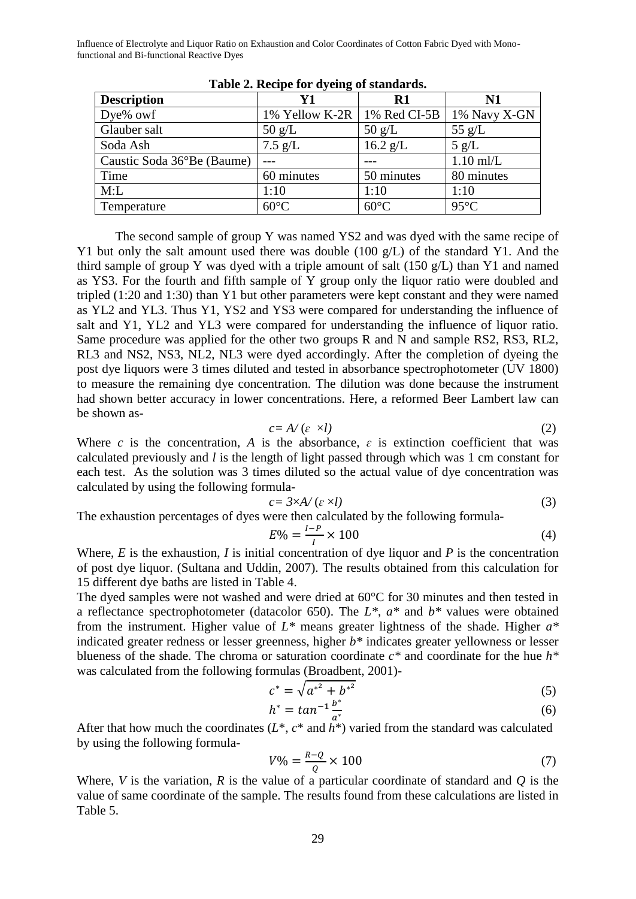**Table 2. Recipe for dyeing of standards.**

| Description | Y1 | R1 | N1 |
|---|---|---|---|
| Dye% owf | 1% Yellow K-2R | 1% Red CI-5B | 1% Navy X-GN |
| Glauber salt | 50 g/L | 50 g/L | 55 g/L |
| Soda Ash | 7.5 g/L | 16.2 g/L | 5 g/L |
| Caustic Soda 36°Be (Baume) | --- | --- | 1.10 ml/L |
| Time | 60 minutes | 50 minutes | 80 minutes |
| M:L | 1:10 | 1:10 | 1:10 |
| Temperature | 60°C | 60°C | 95°C |

The second sample of group Y was named YS2 and was dyed with the same recipe of Y1 but only the salt amount used there was double (100 g/L) of the standard Y1. And the third sample of group Y was dyed with a triple amount of salt (150 g/L) than Y1 and named as YS3. For the fourth and fifth sample of Y group only the liquor ratio were doubled and tripled (1:20 and 1:30) than Y1 but other parameters were kept constant and they were named as YL2 and YL3. Thus Y1, YS2 and YS3 were compared for understanding the influence of salt and Y1, YL2 and YL3 were compared for understanding the influence of liquor ratio. Same procedure was applied for the other two groups R and N and sample RS2, RS3, RL2, RL3 and NS2, NS3, NL2, NL3 were dyed accordingly. After the completion of dyeing the post dye liquors were 3 times diluted and tested in absorbance spectrophotometer (UV 1800) to measure the remaining dye concentration. The dilution was done because the instrument had shown better accuracy in lower concentrations. Here, a reformed Beer Lambert law can be shown as-

$$c = A/(\varepsilon \times l) \tag{2}$$

Where $c$ is the concentration, $A$ is the absorbance, $\varepsilon$ is extinction coefficient that was calculated previously and $l$ is the length of light passed through which was 1 cm constant for each test. As the solution was 3 times diluted so the actual value of dye concentration was calculated by using the following formula-

$$c = 3 \times A/(\varepsilon \times l) \tag{3}$$

The exhaustion percentages of dyes were then calculated by the following formula-

$$E\% = \frac{I-P}{I} \times 100 \tag{4}$$

Where, $E$ is the exhaustion, $I$ is initial concentration of dye liquor and $P$ is the concentration of post dye liquor. (Sultana and Uddin, 2007). The results obtained from this calculation for 15 different dye baths are listed in Table 4.

The dyed samples were not washed and were dried at 60°C for 30 minutes and then tested in a reflectance spectrophotometer (datacolor 650). The $L^*$, $a^*$ and $b^*$ values were obtained from the instrument. Higher value of $L^*$ means greater lightness of the shade. Higher $a^*$ indicated greater redness or lesser greenness, higher $b^*$ indicates greater yellowness or lesser blueness of the shade. The chroma or saturation coordinate $c^*$ and coordinate for the hue $h^*$ was calculated from the following formulas (Broadbent, 2001)-

$$c^* = \sqrt{a^{*2} + b^{*2}} \tag{5}$$

$$h^* = \tan^{-1}\frac{b^*}{a^*} \tag{6}$$

After that how much the coordinates ($L^*$, $c^*$ and $h^*$) varied from the standard was calculated by using the following formula-

$$V\% = \frac{R-Q}{Q} \times 100 \tag{7}$$

Where, $V$ is the variation, $R$ is the value of a particular coordinate of standard and $Q$ is the value of same coordinate of the sample. The results found from these calculations are listed in Table 5.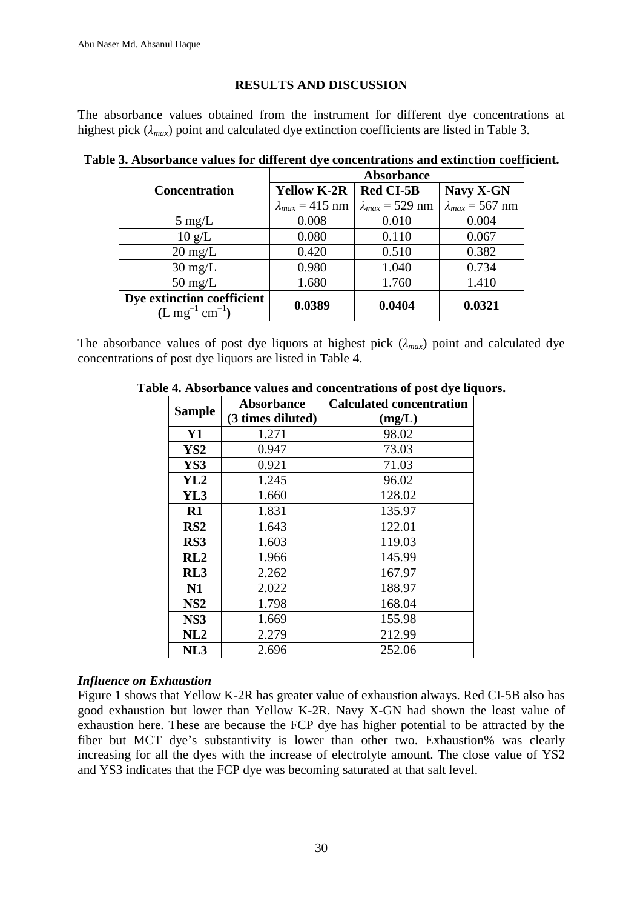## RESULTS AND DISCUSSION

The absorbance values obtained from the instrument for different dye concentrations at highest pick ($\lambda_{max}$) point and calculated dye extinction coefficients are listed in Table 3.

**Table 3. Absorbance values for different dye concentrations and extinction coefficient.**

| Concentration | Absorbance | | |
|---|---|---|---|
| | **Yellow K-2R** $\lambda_{max}$ = 415 nm | **Red CI-5B** $\lambda_{max}$ = 529 nm | **Navy X-GN** $\lambda_{max}$ = 567 nm |
| 5 mg/L | 0.008 | 0.010 | 0.004 |
| 10 g/L | 0.080 | 0.110 | 0.067 |
| 20 mg/L | 0.420 | 0.510 | 0.382 |
| 30 mg/L | 0.980 | 1.040 | 0.734 |
| 50 mg/L | 1.680 | 1.760 | 1.410 |
| **Dye extinction coefficient (L mg$^{-1}$ cm$^{-1}$)** | **0.0389** | **0.0404** | **0.0321** |

The absorbance values of post dye liquors at highest pick ($\lambda_{max}$) point and calculated dye concentrations of post dye liquors are listed in Table 4.

**Table 4. Absorbance values and concentrations of post dye liquors.**

| Sample | Absorbance (3 times diluted) | Calculated concentration (mg/L) |
|---|---|---|
| **Y1** | 1.271 | 98.02 |
| **YS2** | 0.947 | 73.03 |
| **YS3** | 0.921 | 71.03 |
| **YL2** | 1.245 | 96.02 |
| **YL3** | 1.660 | 128.02 |
| **R1** | 1.831 | 135.97 |
| **RS2** | 1.643 | 122.01 |
| **RS3** | 1.603 | 119.03 |
| **RL2** | 1.966 | 145.99 |
| **RL3** | 2.262 | 167.97 |
| **N1** | 2.022 | 188.97 |
| **NS2** | 1.798 | 168.04 |
| **NS3** | 1.669 | 155.98 |
| **NL2** | 2.279 | 212.99 |
| **NL3** | 2.696 | 252.06 |

### *Influence on Exhaustion*

Figure 1 shows that Yellow K-2R has greater value of exhaustion always. Red CI-5B also has good exhaustion but lower than Yellow K-2R. Navy X-GN had shown the least value of exhaustion here. These are because the FCP dye has higher potential to be attracted by the fiber but MCT dye's substantivity is lower than other two. Exhaustion% was clearly increasing for all the dyes with the increase of electrolyte amount. The close value of YS2 and YS3 indicates that the FCP dye was becoming saturated at that salt level.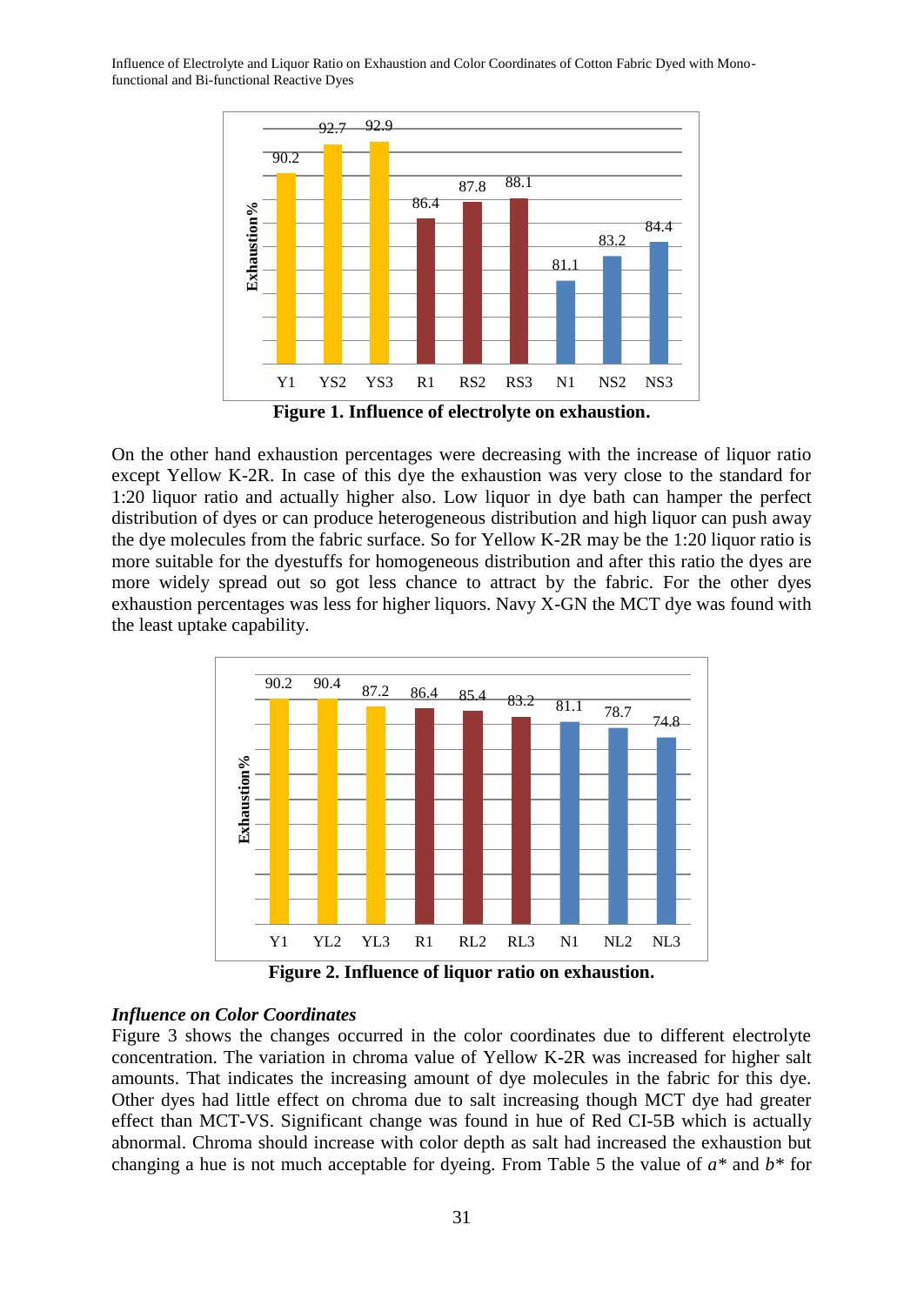Figure 1. Influence of electrolyte on exhaustion.

On the other hand exhaustion percentages were decreasing with the increase of liquor ratio except Yellow K-2R. In case of this dye the exhaustion was very close to the standard for 1:20 liquor ratio and actually higher also. Low liquor in dye bath can hamper the perfect distribution of dyes or can produce heterogeneous distribution and high liquor can push away the dye molecules from the fabric surface. So for Yellow K-2R may be the 1:20 liquor ratio is more suitable for the dyestuffs for homogeneous distribution and after this ratio the dyes are more widely spread out so got less chance to attract by the fabric. For the other dyes exhaustion percentages was less for higher liquors. Navy X-GN the MCT dye was found with the least uptake capability.

Figure 2. Influence of liquor ratio on exhaustion.

### *Influence on Color Coordinates*

Figure 3 shows the changes occurred in the color coordinates due to different electrolyte concentration. The variation in chroma value of Yellow K-2R was increased for higher salt amounts. That indicates the increasing amount of dye molecules in the fabric for this dye. Other dyes had little effect on chroma due to salt increasing though MCT dye had greater effect than MCT-VS. Significant change was found in hue of Red CI-5B which is actually abnormal. Chroma should increase with color depth as salt had increased the exhaustion but changing a hue is not much acceptable for dyeing. From Table 5 the value of $a^*$ and $b^*$ for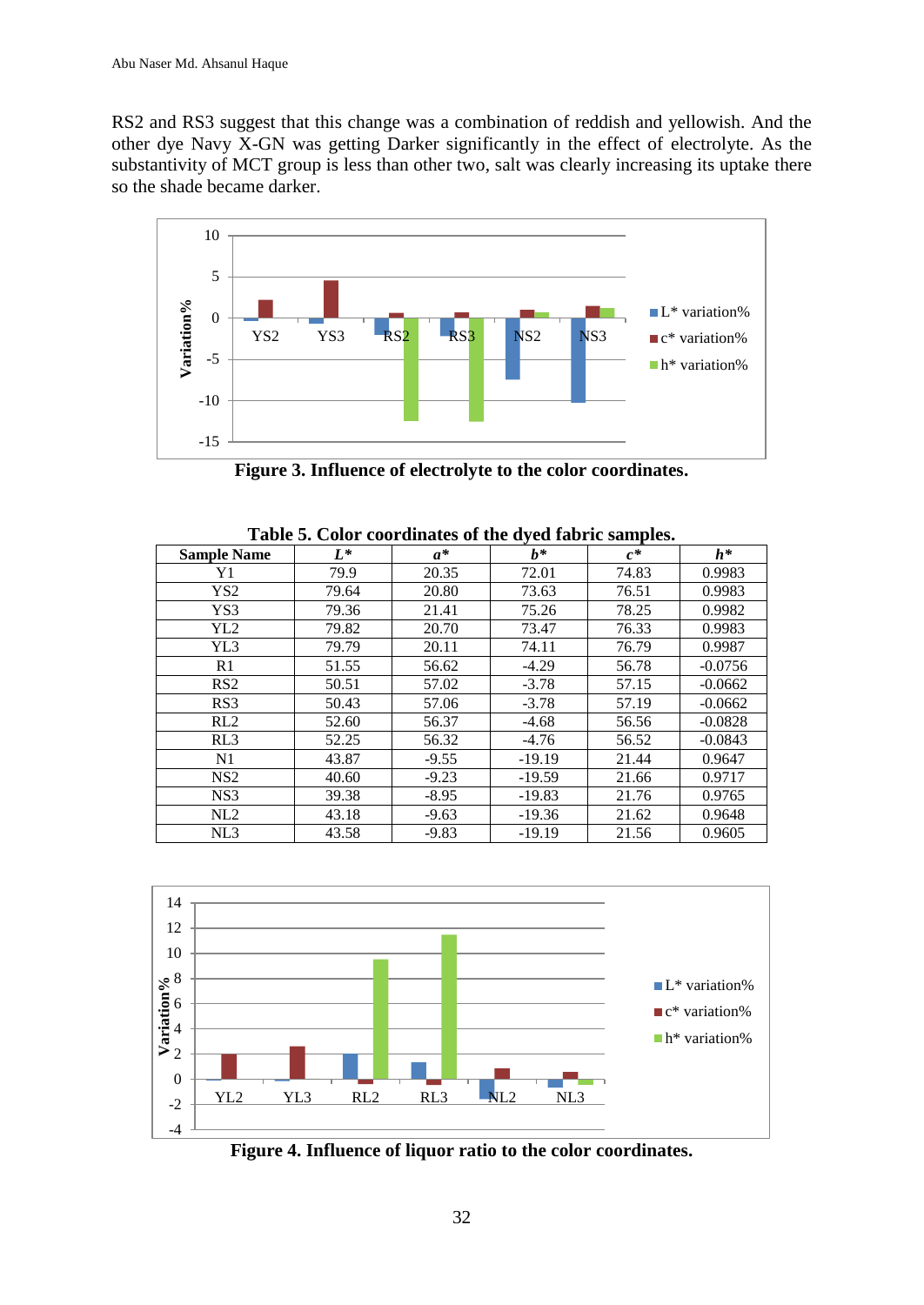RS2 and RS3 suggest that this change was a combination of reddish and yellowish. And the other dye Navy X-GN was getting Darker significantly in the effect of electrolyte. As the substantivity of MCT group is less than other two, salt was clearly increasing its uptake there so the shade became darker.

**Figure 3. Influence of electrolyte to the color coordinates.**

**Table 5. Color coordinates of the dyed fabric samples.**

| Sample Name | *L** | *a** | *b** | *c** | *h** |
|---|---|---|---|---|---|
| Y1 | 79.9 | 20.35 | 72.01 | 74.83 | 0.9983 |
| YS2 | 79.64 | 20.80 | 73.63 | 76.51 | 0.9983 |
| YS3 | 79.36 | 21.41 | 75.26 | 78.25 | 0.9982 |
| YL2 | 79.82 | 20.70 | 73.47 | 76.33 | 0.9983 |
| YL3 | 79.79 | 20.11 | 74.11 | 76.79 | 0.9987 |
| R1 | 51.55 | 56.62 | -4.29 | 56.78 | -0.0756 |
| RS2 | 50.51 | 57.02 | -3.78 | 57.15 | -0.0662 |
| RS3 | 50.43 | 57.06 | -3.78 | 57.19 | -0.0662 |
| RL2 | 52.60 | 56.37 | -4.68 | 56.56 | -0.0828 |
| RL3 | 52.25 | 56.32 | -4.76 | 56.52 | -0.0843 |
| N1 | 43.87 | -9.55 | -19.19 | 21.44 | 0.9647 |
| NS2 | 40.60 | -9.23 | -19.59 | 21.66 | 0.9717 |
| NS3 | 39.38 | -8.95 | -19.83 | 21.76 | 0.9765 |
| NL2 | 43.18 | -9.63 | -19.36 | 21.62 | 0.9648 |
| NL3 | 43.58 | -9.83 | -19.19 | 21.56 | 0.9605 |

**Figure 4. Influence of liquor ratio to the color coordinates.**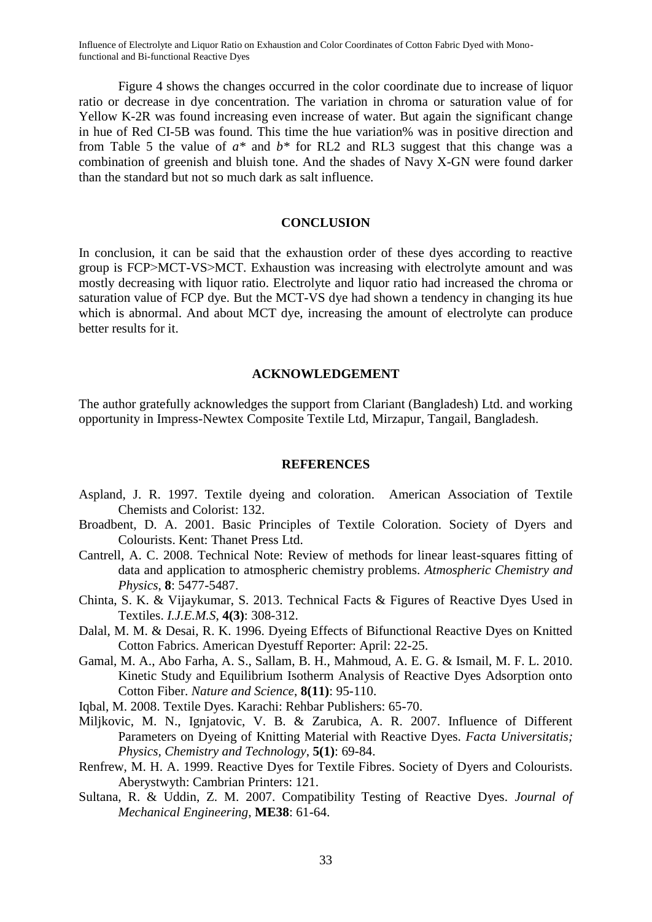Figure 4 shows the changes occurred in the color coordinate due to increase of liquor ratio or decrease in dye concentration. The variation in chroma or saturation value of for Yellow K-2R was found increasing even increase of water. But again the significant change in hue of Red CI-5B was found. This time the hue variation% was in positive direction and from Table 5 the value of $a^*$ and $b^*$ for RL2 and RL3 suggest that this change was a combination of greenish and bluish tone. And the shades of Navy X-GN were found darker than the standard but not so much dark as salt influence.

## CONCLUSION

In conclusion, it can be said that the exhaustion order of these dyes according to reactive group is FCP>MCT-VS>MCT. Exhaustion was increasing with electrolyte amount and was mostly decreasing with liquor ratio. Electrolyte and liquor ratio had increased the chroma or saturation value of FCP dye. But the MCT-VS dye had shown a tendency in changing its hue which is abnormal. And about MCT dye, increasing the amount of electrolyte can produce better results for it.

## ACKNOWLEDGEMENT

The author gratefully acknowledges the support from Clariant (Bangladesh) Ltd. and working opportunity in Impress-Newtex Composite Textile Ltd, Mirzapur, Tangail, Bangladesh.

## REFERENCES

Aspland, J. R. 1997. Textile dyeing and coloration. American Association of Textile Chemists and Colorist: 132.

Broadbent, D. A. 2001. Basic Principles of Textile Coloration. Society of Dyers and Colourists. Kent: Thanet Press Ltd.

Cantrell, A. C. 2008. Technical Note: Review of methods for linear least-squares fitting of data and application to atmospheric chemistry problems. *Atmospheric Chemistry and Physics*, **8**: 5477-5487.

Chinta, S. K. & Vijaykumar, S. 2013. Technical Facts & Figures of Reactive Dyes Used in Textiles. *I.J.E.M.S*, **4(3)**: 308-312.

Dalal, M. M. & Desai, R. K. 1996. Dyeing Effects of Bifunctional Reactive Dyes on Knitted Cotton Fabrics. American Dyestuff Reporter: April: 22-25.

Gamal, M. A., Abo Farha, A. S., Sallam, B. H., Mahmoud, A. E. G. & Ismail, M. F. L. 2010. Kinetic Study and Equilibrium Isotherm Analysis of Reactive Dyes Adsorption onto Cotton Fiber. *Nature and Science*, **8(11)**: 95-110.

Iqbal, M. 2008. Textile Dyes. Karachi: Rehbar Publishers: 65-70.

Miljkovic, M. N., Ignjatovic, V. B. & Zarubica, A. R. 2007. Influence of Different Parameters on Dyeing of Knitting Material with Reactive Dyes. *Facta Universitatis; Physics, Chemistry and Technology*, **5(1)**: 69-84.

Renfrew, M. H. A. 1999. Reactive Dyes for Textile Fibres. Society of Dyers and Colourists. Aberystwyth: Cambrian Printers: 121.

Sultana, R. & Uddin, Z. M. 2007. Compatibility Testing of Reactive Dyes. *Journal of Mechanical Engineering*, **ME38**: 61-64.